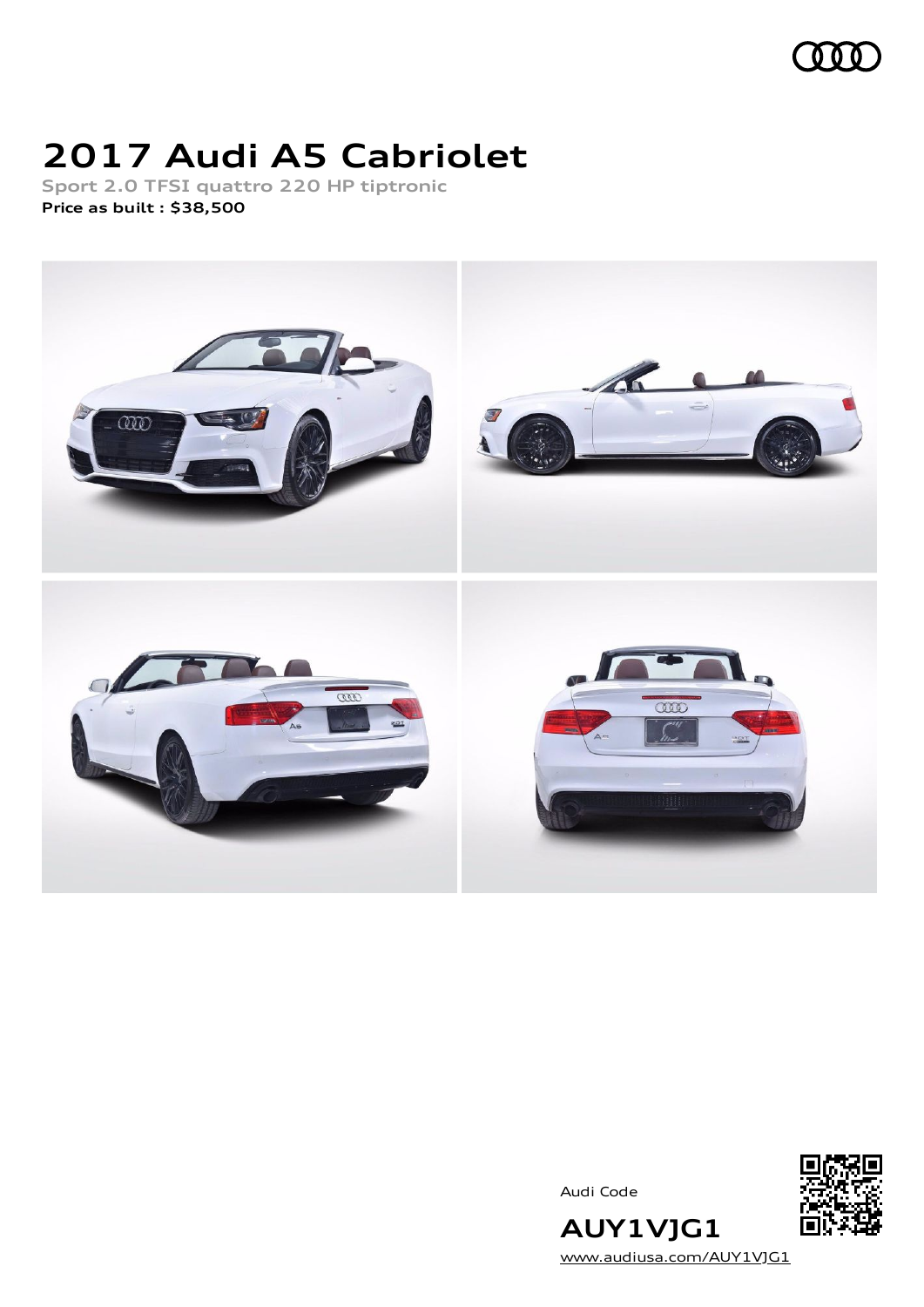# 2017 Audi A5 Cabriolet

**Sport 2.0 TFSI quattro 220 HP tiptronic**

**Price as built : $38,500**

Audi Code

**AUY1VJG1**

www.audiusa.com/AUY1VJG1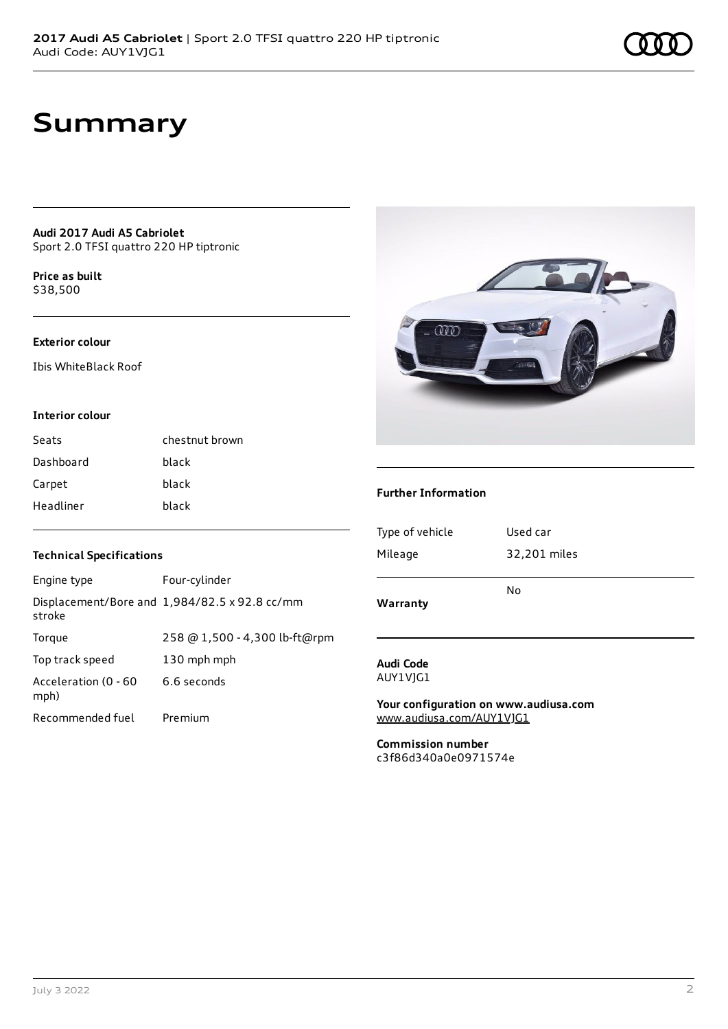# Summary

**Audi 2017 Audi A5 Cabriolet**
Sport 2.0 TFSI quattro 220 HP tiptronic

**Price as built**
$38,500

**Exterior colour**

Ibis WhiteBlack Roof

**Interior colour**

| | |
|---|---|
| Seats | chestnut brown |
| Dashboard | black |
| Carpet | black |
| Headliner | black |

**Technical Specifications**

| | |
|---|---|
| Engine type | Four-cylinder |
| Displacement/Bore and stroke | 1,984/82.5 x 92.8 cc/mm |
| Torque | 258 @ 1,500 - 4,300 lb-ft@rpm |
| Top track speed | 130 mph mph |
| Acceleration (0 - 60 mph) | 6.6 seconds |
| Recommended fuel | Premium |

**Further Information**

| | |
|---|---|
| Type of vehicle | Used car |
| Mileage | 32,201 miles |
| **Warranty** | No |

**Audi Code**
AUY1VJG1

**Your configuration on www.audiusa.com**
www.audiusa.com/AUY1VJG1

**Commission number**
c3f86d340a0e0971574e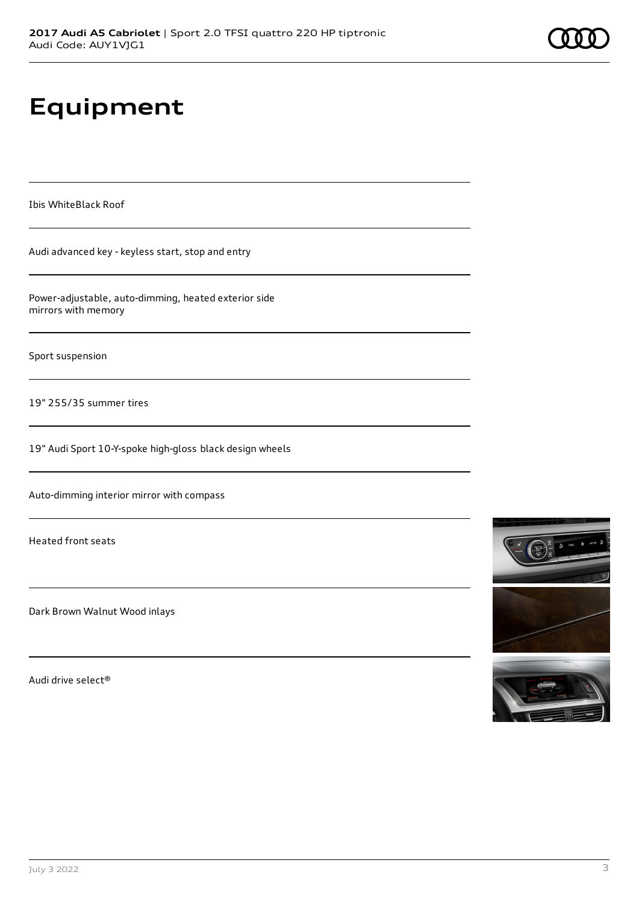# Equipment

Ibis WhiteBlack Roof

Audi advanced key - keyless start, stop and entry

Power-adjustable, auto-dimming, heated exterior side mirrors with memory

Sport suspension

19" 255/35 summer tires

19" Audi Sport 10-Y-spoke high-gloss black design wheels

Auto-dimming interior mirror with compass

Heated front seats

Dark Brown Walnut Wood inlays

Audi drive select®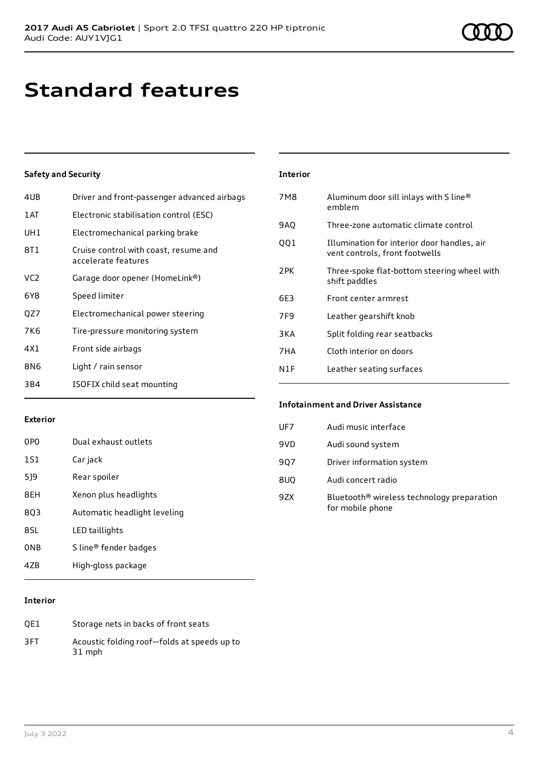# Standard features

### Safety and Security

| | |
|---|---|
| 4UB | Driver and front-passenger advanced airbags |
| 1AT | Electronic stabilisation control (ESC) |
| UH1 | Electromechanical parking brake |
| 8T1 | Cruise control with coast, resume and accelerate features |
| VC2 | Garage door opener (HomeLink®) |
| 6Y8 | Speed limiter |
| QZ7 | Electromechanical power steering |
| 7K6 | Tire-pressure monitoring system |
| 4X1 | Front side airbags |
| 8N6 | Light / rain sensor |
| 3B4 | ISOFIX child seat mounting |

### Exterior

| | |
|---|---|
| 0P0 | Dual exhaust outlets |
| 1S1 | Car jack |
| 5J9 | Rear spoiler |
| 8EH | Xenon plus headlights |
| 8Q3 | Automatic headlight leveling |
| 8SL | LED taillights |
| 0NB | S line® fender badges |
| 4ZB | High-gloss package |

### Interior

| | |
|---|---|
| QE1 | Storage nets in backs of front seats |
| 3FT | Acoustic folding roof—folds at speeds up to 31 mph |

### Interior

| | |
|---|---|
| 7M8 | Aluminum door sill inlays with S line® emblem |
| 9AQ | Three-zone automatic climate control |
| QQ1 | Illumination for interior door handles, air vent controls, front footwells |
| 2PK | Three-spoke flat-bottom steering wheel with shift paddles |
| 6E3 | Front center armrest |
| 7F9 | Leather gearshift knob |
| 3KA | Split folding rear seatbacks |
| 7HA | Cloth interior on doors |
| N1F | Leather seating surfaces |

### Infotainment and Driver Assistance

| | |
|---|---|
| UF7 | Audi music interface |
| 9VD | Audi sound system |
| 9Q7 | Driver information system |
| 8UQ | Audi concert radio |
| 9ZX | Bluetooth® wireless technology preparation for mobile phone |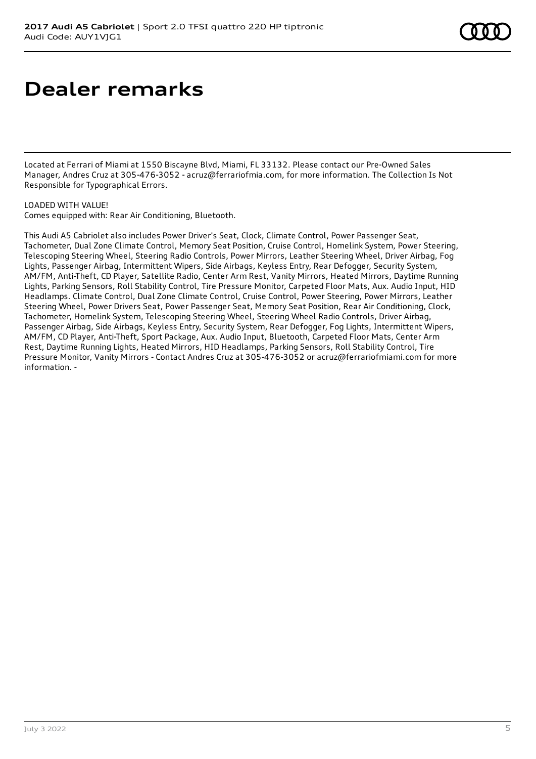# Dealer remarks

Located at Ferrari of Miami at 1550 Biscayne Blvd, Miami, FL 33132. Please contact our Pre-Owned Sales Manager, Andres Cruz at 305-476-3052 - acruz@ferrariofmia.com, for more information. The Collection Is Not Responsible for Typographical Errors.

LOADED WITH VALUE!
Comes equipped with: Rear Air Conditioning, Bluetooth.

This Audi A5 Cabriolet also includes Power Driver's Seat, Clock, Climate Control, Power Passenger Seat, Tachometer, Dual Zone Climate Control, Memory Seat Position, Cruise Control, Homelink System, Power Steering, Telescoping Steering Wheel, Steering Radio Controls, Power Mirrors, Leather Steering Wheel, Driver Airbag, Fog Lights, Passenger Airbag, Intermittent Wipers, Side Airbags, Keyless Entry, Rear Defogger, Security System, AM/FM, Anti-Theft, CD Player, Satellite Radio, Center Arm Rest, Vanity Mirrors, Heated Mirrors, Daytime Running Lights, Parking Sensors, Roll Stability Control, Tire Pressure Monitor, Carpeted Floor Mats, Aux. Audio Input, HID Headlamps. Climate Control, Dual Zone Climate Control, Cruise Control, Power Steering, Power Mirrors, Leather Steering Wheel, Power Drivers Seat, Power Passenger Seat, Memory Seat Position, Rear Air Conditioning, Clock, Tachometer, Homelink System, Telescoping Steering Wheel, Steering Wheel Radio Controls, Driver Airbag, Passenger Airbag, Side Airbags, Keyless Entry, Security System, Rear Defogger, Fog Lights, Intermittent Wipers, AM/FM, CD Player, Anti-Theft, Sport Package, Aux. Audio Input, Bluetooth, Carpeted Floor Mats, Center Arm Rest, Daytime Running Lights, Heated Mirrors, HID Headlamps, Parking Sensors, Roll Stability Control, Tire Pressure Monitor, Vanity Mirrors - Contact Andres Cruz at 305-476-3052 or acruz@ferrariofmiami.com for more information. -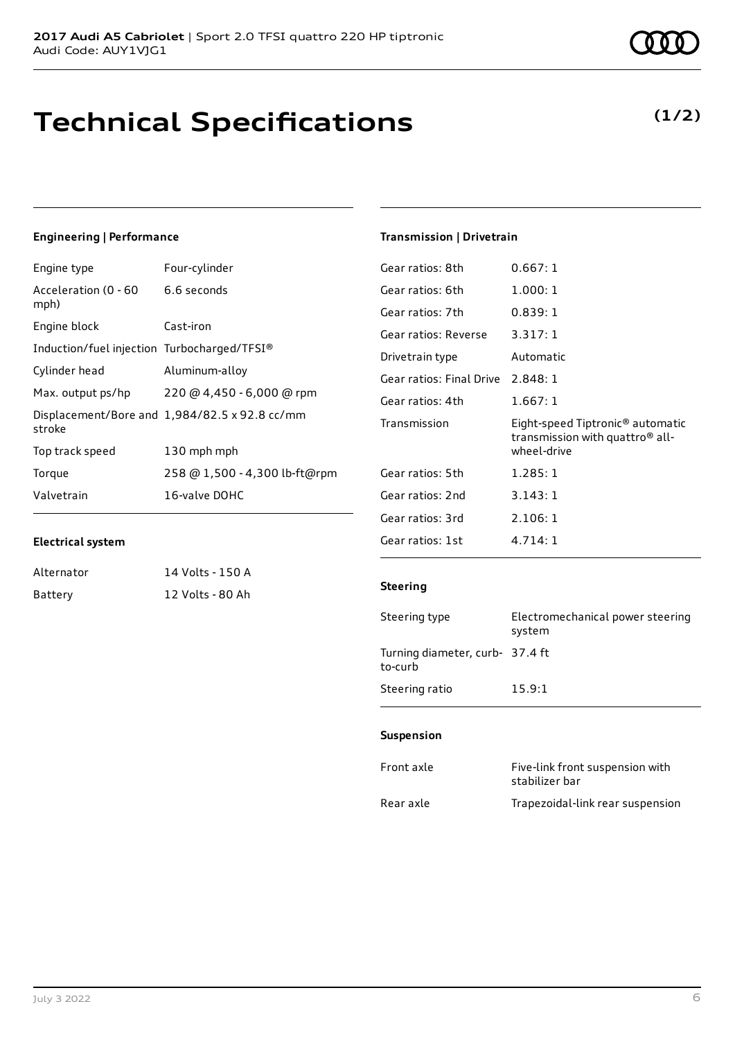# Technical Specifications

**(1/2)**

### Engineering | Performance

| | |
|---|---|
| Engine type | Four-cylinder |
| Acceleration (0 - 60 mph) | 6.6 seconds |
| Engine block | Cast-iron |
| Induction/fuel injection | Turbocharged/TFSI® |
| Cylinder head | Aluminum-alloy |
| Max. output ps/hp | 220 @ 4,450 - 6,000 @ rpm |
| Displacement/Bore and stroke | 1,984/82.5 x 92.8 cc/mm |
| Top track speed | 130 mph mph |
| Torque | 258 @ 1,500 - 4,300 lb-ft@rpm |
| Valvetrain | 16-valve DOHC |

### Electrical system

| | |
|---|---|
| Alternator | 14 Volts - 150 A |
| Battery | 12 Volts - 80 Ah |

### Transmission | Drivetrain

| | |
|---|---|
| Gear ratios: 8th | 0.667: 1 |
| Gear ratios: 6th | 1.000: 1 |
| Gear ratios: 7th | 0.839: 1 |
| Gear ratios: Reverse | 3.317: 1 |
| Drivetrain type | Automatic |
| Gear ratios: Final Drive | 2.848: 1 |
| Gear ratios: 4th | 1.667: 1 |
| Transmission | Eight-speed Tiptronic® automatic transmission with quattro® all-wheel-drive |
| Gear ratios: 5th | 1.285: 1 |
| Gear ratios: 2nd | 3.143: 1 |
| Gear ratios: 3rd | 2.106: 1 |
| Gear ratios: 1st | 4.714: 1 |

### Steering

| | |
|---|---|
| Steering type | Electromechanical power steering system |
| Turning diameter, curb-to-curb | 37.4 ft |
| Steering ratio | 15.9:1 |

### Suspension

| | |
|---|---|
| Front axle | Five-link front suspension with stabilizer bar |
| Rear axle | Trapezoidal-link rear suspension |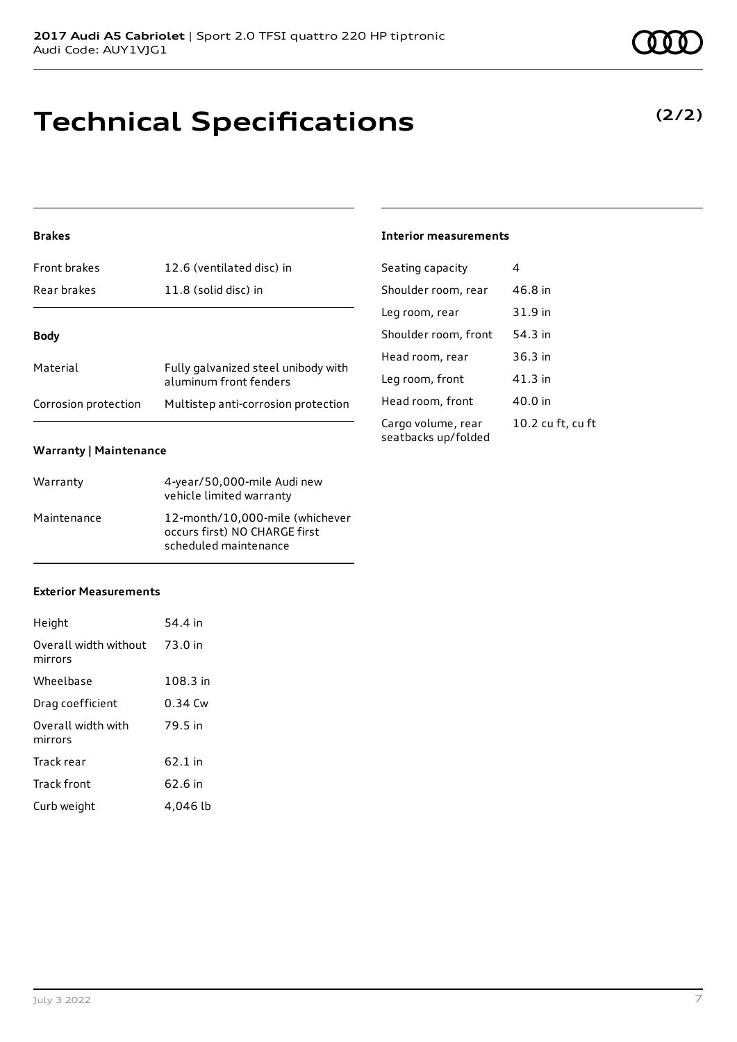# Technical Specifications

**(2/2)**

### Brakes

| | |
|---|---|
| Front brakes | 12.6 (ventilated disc) in |
| Rear brakes | 11.8 (solid disc) in |

### Body

| | |
|---|---|
| Material | Fully galvanized steel unibody with aluminum front fenders |
| Corrosion protection | Multistep anti-corrosion protection |

### Warranty | Maintenance

| | |
|---|---|
| Warranty | 4-year/50,000-mile Audi new vehicle limited warranty |
| Maintenance | 12-month/10,000-mile (whichever occurs first) NO CHARGE first scheduled maintenance |

### Exterior Measurements

| | |
|---|---|
| Height | 54.4 in |
| Overall width without mirrors | 73.0 in |
| Wheelbase | 108.3 in |
| Drag coefficient | 0.34 Cw |
| Overall width with mirrors | 79.5 in |
| Track rear | 62.1 in |
| Track front | 62.6 in |
| Curb weight | 4,046 lb |

### Interior measurements

| | |
|---|---|
| Seating capacity | 4 |
| Shoulder room, rear | 46.8 in |
| Leg room, rear | 31.9 in |
| Shoulder room, front | 54.3 in |
| Head room, rear | 36.3 in |
| Leg room, front | 41.3 in |
| Head room, front | 40.0 in |
| Cargo volume, rear seatbacks up/folded | 10.2 cu ft, cu ft |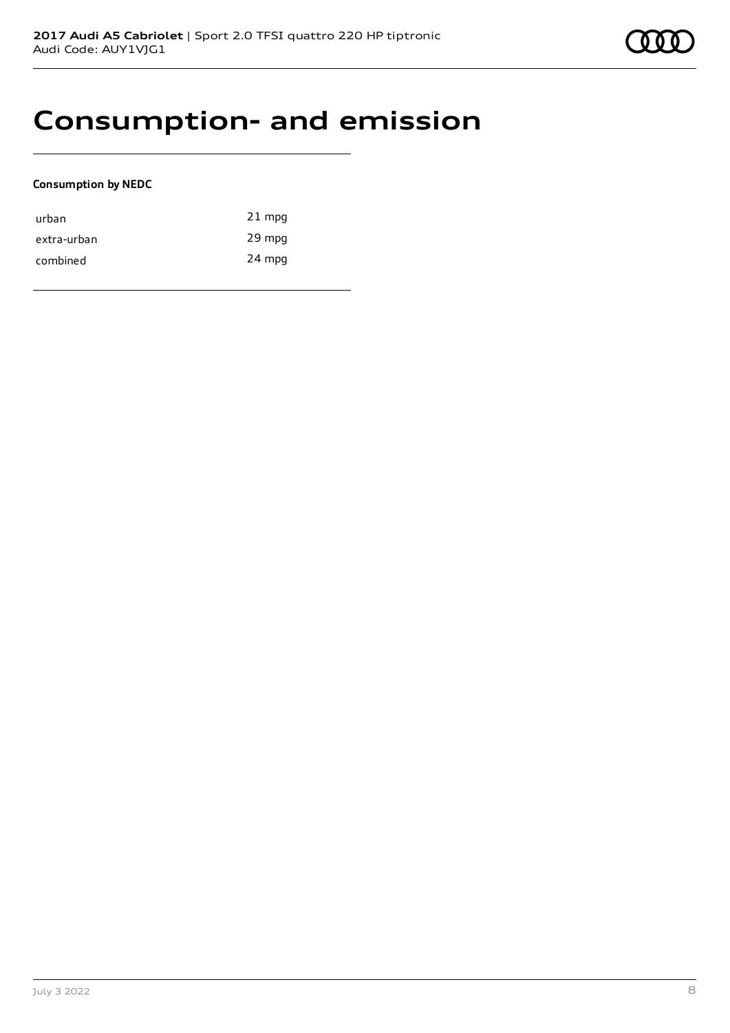# Consumption- and emission

**Consumption by NEDC**

| | |
|---|---|
| urban | 21 mpg |
| extra-urban | 29 mpg |
| combined | 24 mpg |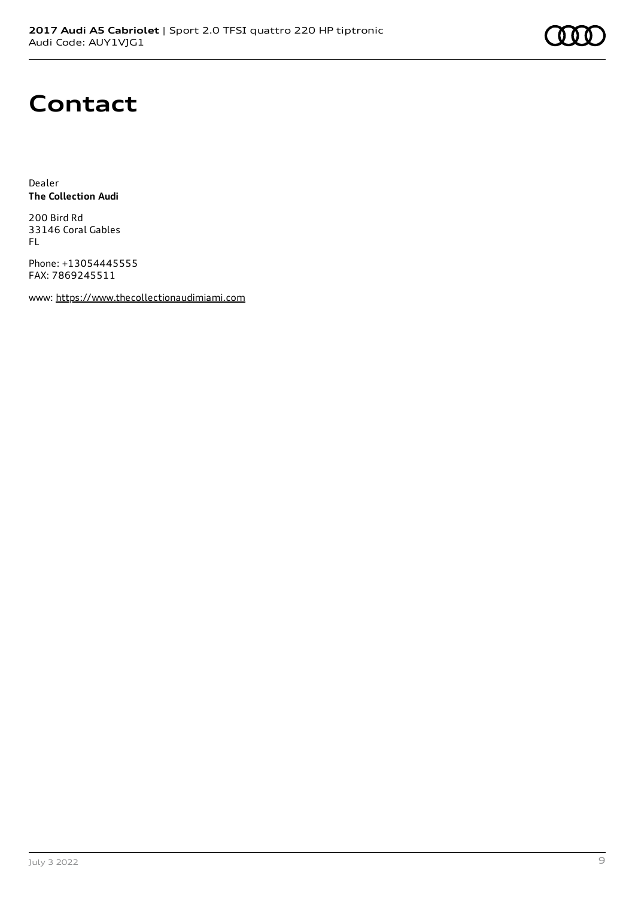# Contact

Dealer
**The Collection Audi**

200 Bird Rd
33146 Coral Gables
FL

Phone: +13054445555
FAX: 7869245511

www: https://www.thecollectionaudimiami.com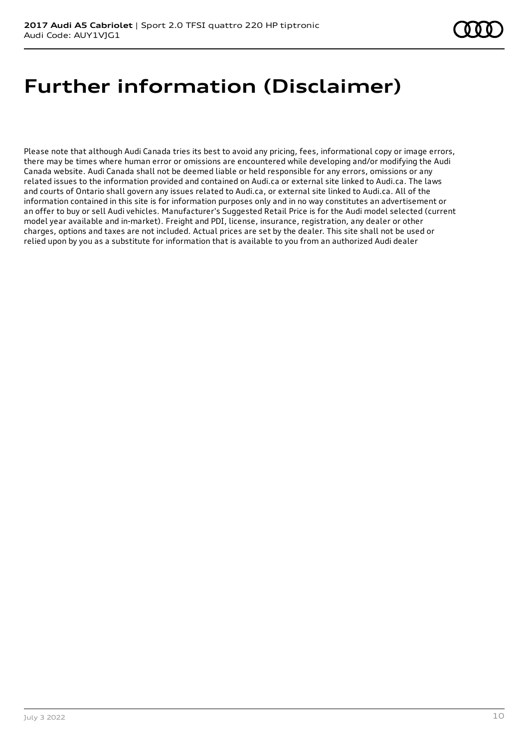# Further information (Disclaimer)

Please note that although Audi Canada tries its best to avoid any pricing, fees, informational copy or image errors, there may be times where human error or omissions are encountered while developing and/or modifying the Audi Canada website. Audi Canada shall not be deemed liable or held responsible for any errors, omissions or any related issues to the information provided and contained on Audi.ca or external site linked to Audi.ca. The laws and courts of Ontario shall govern any issues related to Audi.ca, or external site linked to Audi.ca. All of the information contained in this site is for information purposes only and in no way constitutes an advertisement or an offer to buy or sell Audi vehicles. Manufacturer's Suggested Retail Price is for the Audi model selected (current model year available and in-market). Freight and PDI, license, insurance, registration, any dealer or other charges, options and taxes are not included. Actual prices are set by the dealer. This site shall not be used or relied upon by you as a substitute for information that is available to you from an authorized Audi dealer